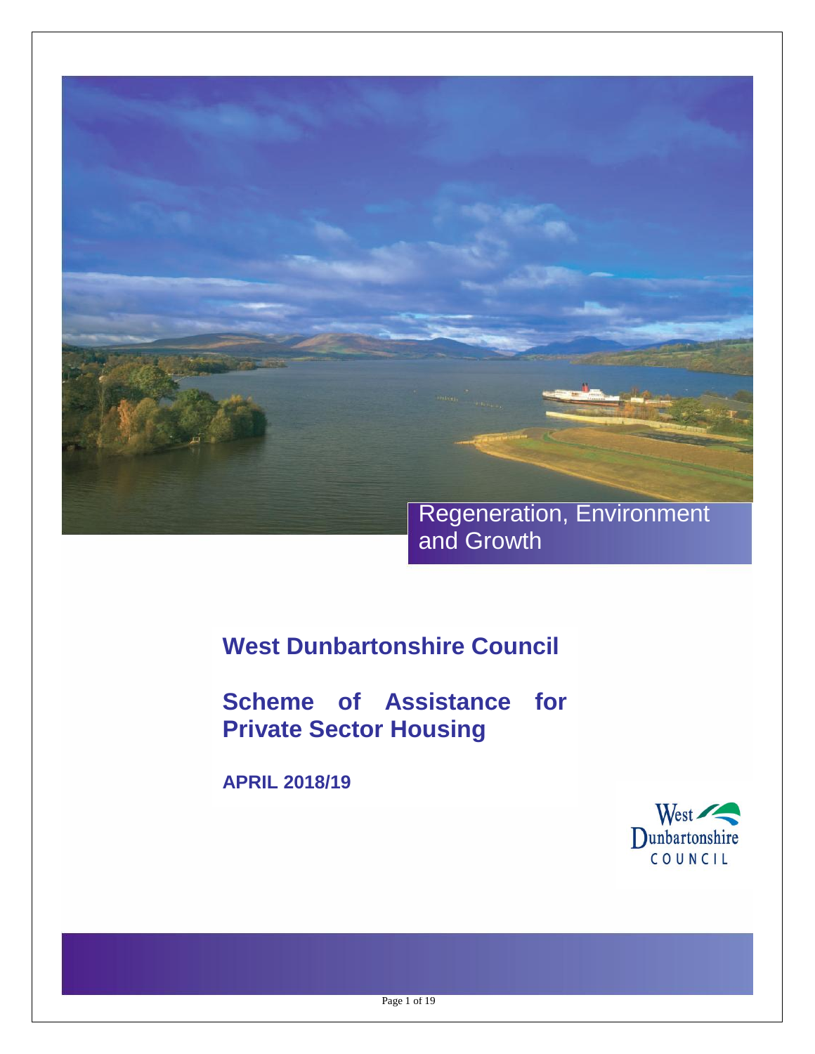Regeneration, Environment and Growth

# West Dunbartonshire Council

# Scheme of Assistance for Private Sector Housing

**APRIL 2018/19**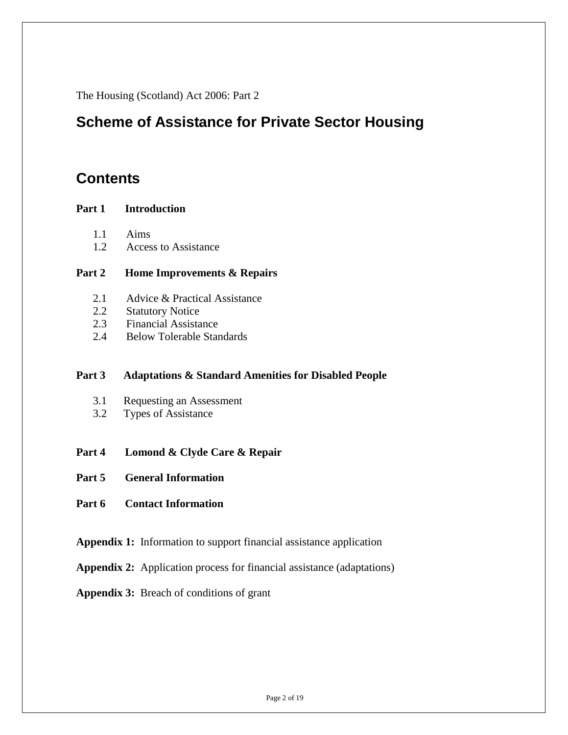The Housing (Scotland) Act 2006: Part 2

# Scheme of Assistance for Private Sector Housing

## Contents

**Part 1 Introduction**

- 1.1 Aims
- 1.2 Access to Assistance

**Part 2 Home Improvements & Repairs**

- 2.1 Advice & Practical Assistance
- 2.2 Statutory Notice
- 2.3 Financial Assistance
- 2.4 Below Tolerable Standards

**Part 3 Adaptations & Standard Amenities for Disabled People**

- 3.1 Requesting an Assessment
- 3.2 Types of Assistance

**Part 4 Lomond & Clyde Care & Repair**

**Part 5 General Information**

**Part 6 Contact Information**

**Appendix 1:** Information to support financial assistance application

**Appendix 2:** Application process for financial assistance (adaptations)

**Appendix 3:** Breach of conditions of grant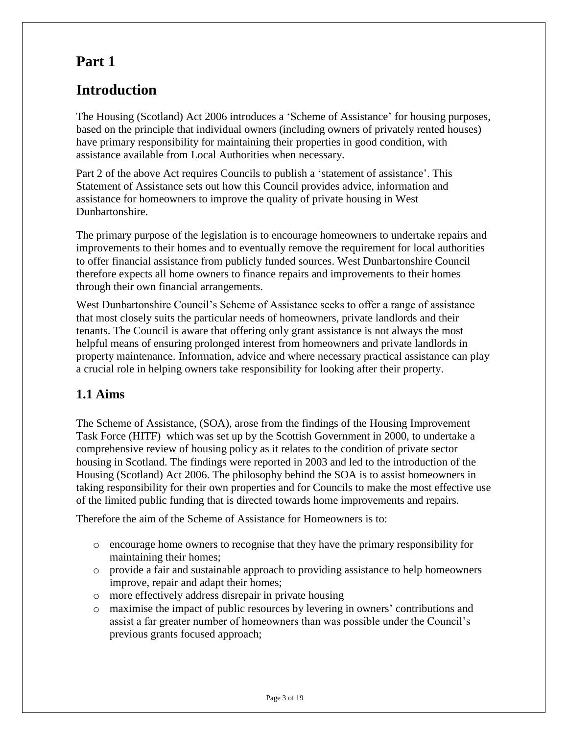# Part 1

# Introduction

The Housing (Scotland) Act 2006 introduces a 'Scheme of Assistance' for housing purposes, based on the principle that individual owners (including owners of privately rented houses) have primary responsibility for maintaining their properties in good condition, with assistance available from Local Authorities when necessary.

Part 2 of the above Act requires Councils to publish a 'statement of assistance'. This Statement of Assistance sets out how this Council provides advice, information and assistance for homeowners to improve the quality of private housing in West Dunbartonshire.

The primary purpose of the legislation is to encourage homeowners to undertake repairs and improvements to their homes and to eventually remove the requirement for local authorities to offer financial assistance from publicly funded sources. West Dunbartonshire Council therefore expects all home owners to finance repairs and improvements to their homes through their own financial arrangements.

West Dunbartonshire Council's Scheme of Assistance seeks to offer a range of assistance that most closely suits the particular needs of homeowners, private landlords and their tenants. The Council is aware that offering only grant assistance is not always the most helpful means of ensuring prolonged interest from homeowners and private landlords in property maintenance. Information, advice and where necessary practical assistance can play a crucial role in helping owners take responsibility for looking after their property.

## 1.1 Aims

The Scheme of Assistance, (SOA), arose from the findings of the Housing Improvement Task Force (HITF) which was set up by the Scottish Government in 2000, to undertake a comprehensive review of housing policy as it relates to the condition of private sector housing in Scotland. The findings were reported in 2003 and led to the introduction of the Housing (Scotland) Act 2006. The philosophy behind the SOA is to assist homeowners in taking responsibility for their own properties and for Councils to make the most effective use of the limited public funding that is directed towards home improvements and repairs.

Therefore the aim of the Scheme of Assistance for Homeowners is to:

- encourage home owners to recognise that they have the primary responsibility for maintaining their homes;
- provide a fair and sustainable approach to providing assistance to help homeowners improve, repair and adapt their homes;
- more effectively address disrepair in private housing
- maximise the impact of public resources by levering in owners' contributions and assist a far greater number of homeowners than was possible under the Council's previous grants focused approach;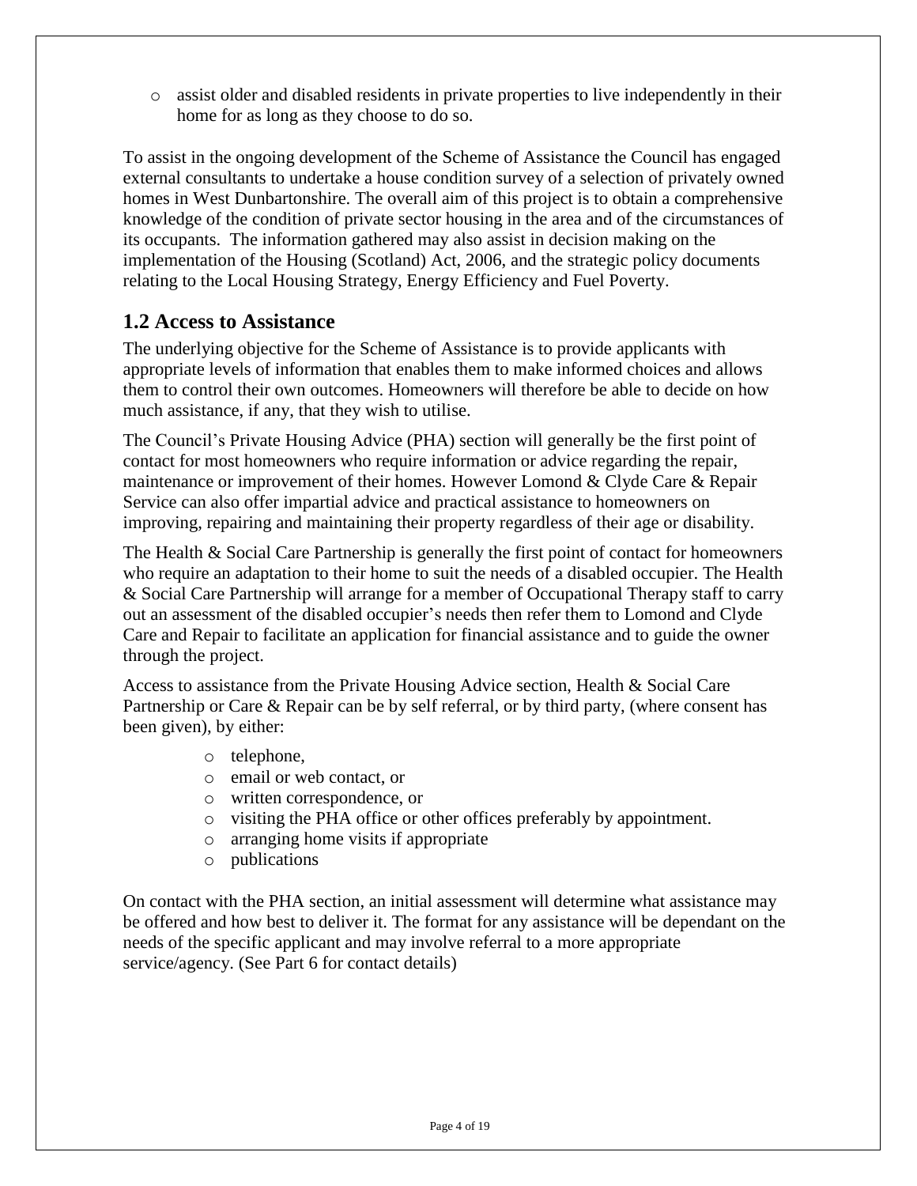- assist older and disabled residents in private properties to live independently in their home for as long as they choose to do so.

To assist in the ongoing development of the Scheme of Assistance the Council has engaged external consultants to undertake a house condition survey of a selection of privately owned homes in West Dunbartonshire. The overall aim of this project is to obtain a comprehensive knowledge of the condition of private sector housing in the area and of the circumstances of its occupants. The information gathered may also assist in decision making on the implementation of the Housing (Scotland) Act, 2006, and the strategic policy documents relating to the Local Housing Strategy, Energy Efficiency and Fuel Poverty.

## 1.2 Access to Assistance

The underlying objective for the Scheme of Assistance is to provide applicants with appropriate levels of information that enables them to make informed choices and allows them to control their own outcomes. Homeowners will therefore be able to decide on how much assistance, if any, that they wish to utilise.

The Council's Private Housing Advice (PHA) section will generally be the first point of contact for most homeowners who require information or advice regarding the repair, maintenance or improvement of their homes. However Lomond & Clyde Care & Repair Service can also offer impartial advice and practical assistance to homeowners on improving, repairing and maintaining their property regardless of their age or disability.

The Health & Social Care Partnership is generally the first point of contact for homeowners who require an adaptation to their home to suit the needs of a disabled occupier. The Health & Social Care Partnership will arrange for a member of Occupational Therapy staff to carry out an assessment of the disabled occupier's needs then refer them to Lomond and Clyde Care and Repair to facilitate an application for financial assistance and to guide the owner through the project.

Access to assistance from the Private Housing Advice section, Health & Social Care Partnership or Care & Repair can be by self referral, or by third party, (where consent has been given), by either:

- telephone,
- email or web contact, or
- written correspondence, or
- visiting the PHA office or other offices preferably by appointment.
- arranging home visits if appropriate
- publications

On contact with the PHA section, an initial assessment will determine what assistance may be offered and how best to deliver it. The format for any assistance will be dependant on the needs of the specific applicant and may involve referral to a more appropriate service/agency. (See Part 6 for contact details)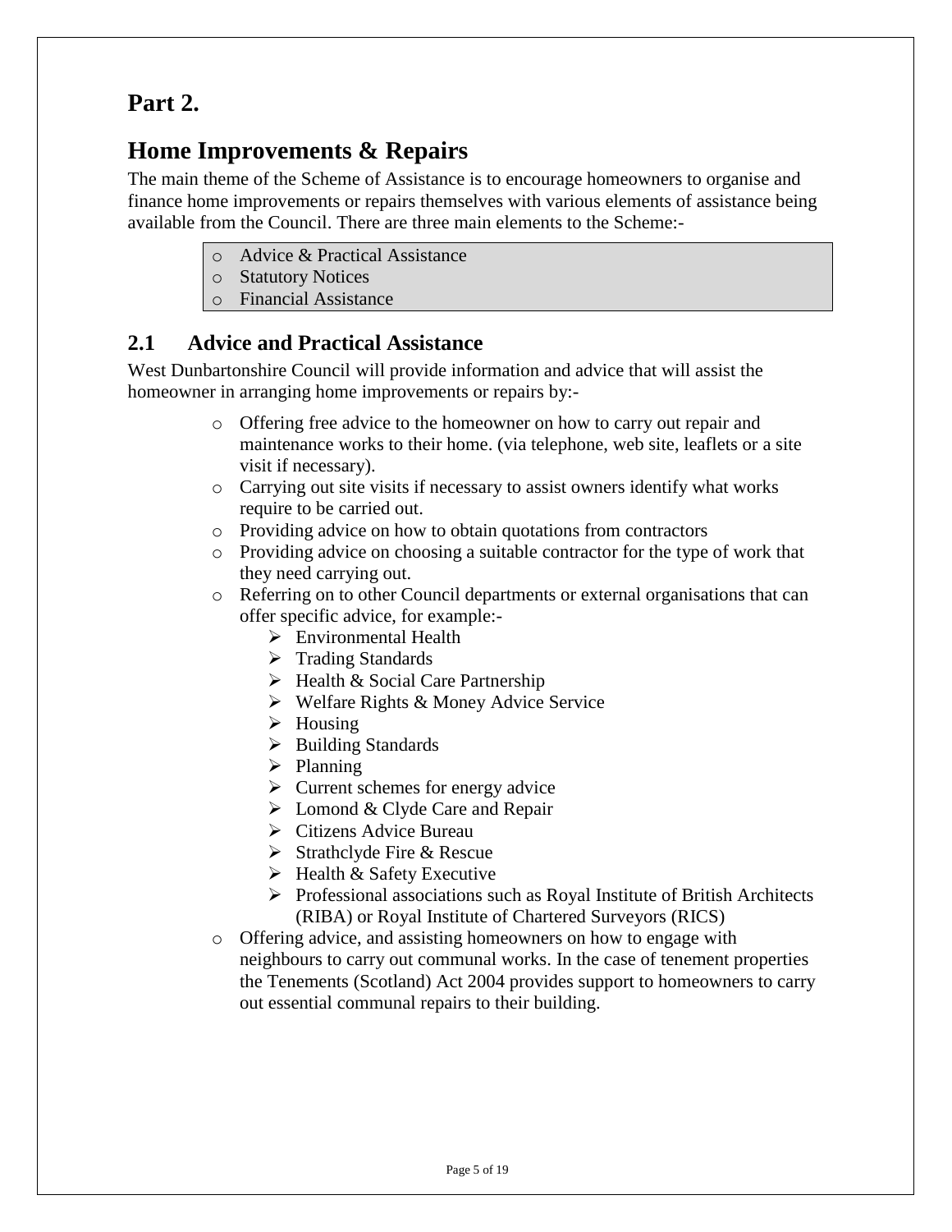# Part 2.

# Home Improvements & Repairs

The main theme of the Scheme of Assistance is to encourage homeowners to organise and finance home improvements or repairs themselves with various elements of assistance being available from the Council. There are three main elements to the Scheme:-

- Advice & Practical Assistance
- Statutory Notices
- Financial Assistance

## 2.1 Advice and Practical Assistance

West Dunbartonshire Council will provide information and advice that will assist the homeowner in arranging home improvements or repairs by:-

- Offering free advice to the homeowner on how to carry out repair and maintenance works to their home. (via telephone, web site, leaflets or a site visit if necessary).
- Carrying out site visits if necessary to assist owners identify what works require to be carried out.
- Providing advice on how to obtain quotations from contractors
- Providing advice on choosing a suitable contractor for the type of work that they need carrying out.
- Referring on to other Council departments or external organisations that can offer specific advice, for example:-
  - Environmental Health
  - Trading Standards
  - Health & Social Care Partnership
  - Welfare Rights & Money Advice Service
  - Housing
  - Building Standards
  - Planning
  - Current schemes for energy advice
  - Lomond & Clyde Care and Repair
  - Citizens Advice Bureau
  - Strathclyde Fire & Rescue
  - Health & Safety Executive
  - Professional associations such as Royal Institute of British Architects (RIBA) or Royal Institute of Chartered Surveyors (RICS)
- Offering advice, and assisting homeowners on how to engage with neighbours to carry out communal works. In the case of tenement properties the Tenements (Scotland) Act 2004 provides support to homeowners to carry out essential communal repairs to their building.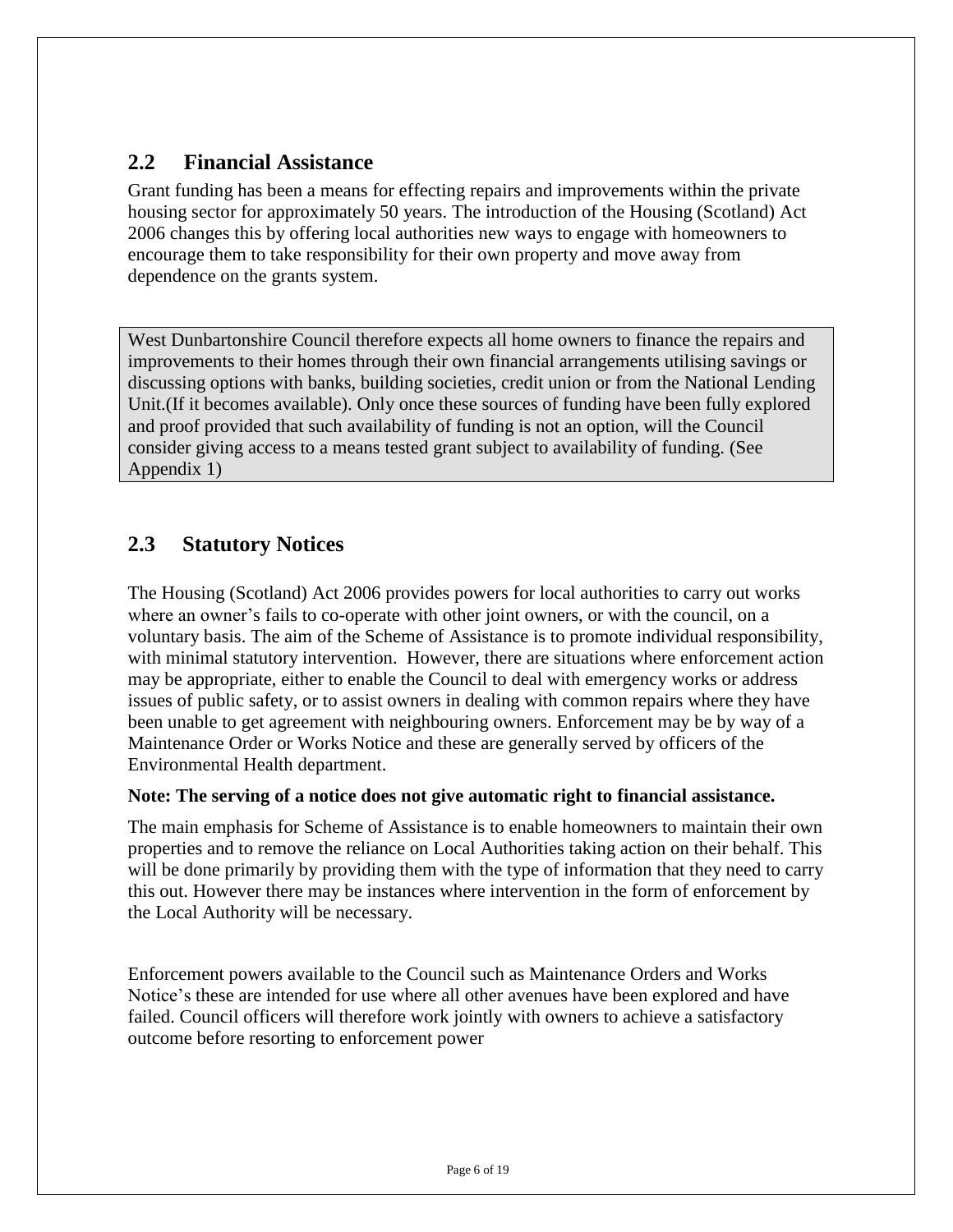## 2.2 Financial Assistance

Grant funding has been a means for effecting repairs and improvements within the private housing sector for approximately 50 years. The introduction of the Housing (Scotland) Act 2006 changes this by offering local authorities new ways to engage with homeowners to encourage them to take responsibility for their own property and move away from dependence on the grants system.

West Dunbartonshire Council therefore expects all home owners to finance the repairs and improvements to their homes through their own financial arrangements utilising savings or discussing options with banks, building societies, credit union or from the National Lending Unit.(If it becomes available). Only once these sources of funding have been fully explored and proof provided that such availability of funding is not an option, will the Council consider giving access to a means tested grant subject to availability of funding. (See Appendix 1)

## 2.3 Statutory Notices

The Housing (Scotland) Act 2006 provides powers for local authorities to carry out works where an owner's fails to co-operate with other joint owners, or with the council, on a voluntary basis. The aim of the Scheme of Assistance is to promote individual responsibility, with minimal statutory intervention. However, there are situations where enforcement action may be appropriate, either to enable the Council to deal with emergency works or address issues of public safety, or to assist owners in dealing with common repairs where they have been unable to get agreement with neighbouring owners. Enforcement may be by way of a Maintenance Order or Works Notice and these are generally served by officers of the Environmental Health department.

**Note: The serving of a notice does not give automatic right to financial assistance.**

The main emphasis for Scheme of Assistance is to enable homeowners to maintain their own properties and to remove the reliance on Local Authorities taking action on their behalf. This will be done primarily by providing them with the type of information that they need to carry this out. However there may be instances where intervention in the form of enforcement by the Local Authority will be necessary.

Enforcement powers available to the Council such as Maintenance Orders and Works Notice's these are intended for use where all other avenues have been explored and have failed. Council officers will therefore work jointly with owners to achieve a satisfactory outcome before resorting to enforcement power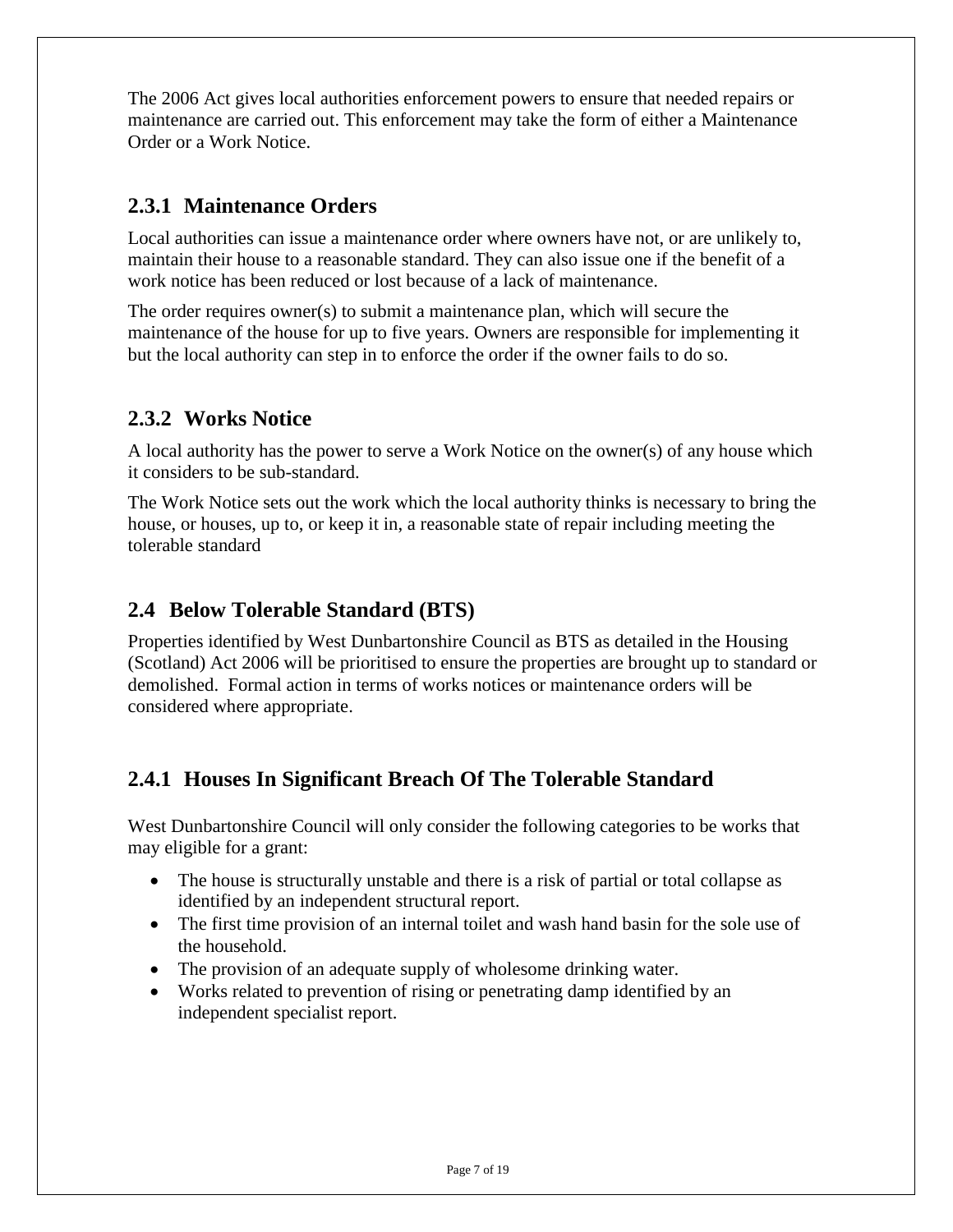The 2006 Act gives local authorities enforcement powers to ensure that needed repairs or maintenance are carried out. This enforcement may take the form of either a Maintenance Order or a Work Notice.

### 2.3.1 Maintenance Orders

Local authorities can issue a maintenance order where owners have not, or are unlikely to, maintain their house to a reasonable standard. They can also issue one if the benefit of a work notice has been reduced or lost because of a lack of maintenance.

The order requires owner(s) to submit a maintenance plan, which will secure the maintenance of the house for up to five years. Owners are responsible for implementing it but the local authority can step in to enforce the order if the owner fails to do so.

### 2.3.2 Works Notice

A local authority has the power to serve a Work Notice on the owner(s) of any house which it considers to be sub-standard.

The Work Notice sets out the work which the local authority thinks is necessary to bring the house, or houses, up to, or keep it in, a reasonable state of repair including meeting the tolerable standard

## 2.4 Below Tolerable Standard (BTS)

Properties identified by West Dunbartonshire Council as BTS as detailed in the Housing (Scotland) Act 2006 will be prioritised to ensure the properties are brought up to standard or demolished. Formal action in terms of works notices or maintenance orders will be considered where appropriate.

### 2.4.1 Houses In Significant Breach Of The Tolerable Standard

West Dunbartonshire Council will only consider the following categories to be works that may eligible for a grant:

- The house is structurally unstable and there is a risk of partial or total collapse as identified by an independent structural report.
- The first time provision of an internal toilet and wash hand basin for the sole use of the household.
- The provision of an adequate supply of wholesome drinking water.
- Works related to prevention of rising or penetrating damp identified by an independent specialist report.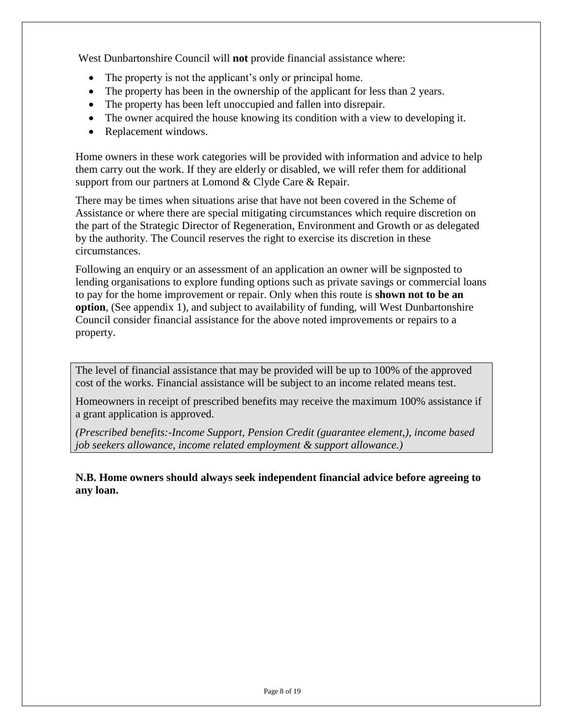West Dunbartonshire Council will **not** provide financial assistance where:

- The property is not the applicant's only or principal home.
- The property has been in the ownership of the applicant for less than 2 years.
- The property has been left unoccupied and fallen into disrepair.
- The owner acquired the house knowing its condition with a view to developing it.
- Replacement windows.

Home owners in these work categories will be provided with information and advice to help them carry out the work. If they are elderly or disabled, we will refer them for additional support from our partners at Lomond & Clyde Care & Repair.

There may be times when situations arise that have not been covered in the Scheme of Assistance or where there are special mitigating circumstances which require discretion on the part of the Strategic Director of Regeneration, Environment and Growth or as delegated by the authority. The Council reserves the right to exercise its discretion in these circumstances.

Following an enquiry or an assessment of an application an owner will be signposted to lending organisations to explore funding options such as private savings or commercial loans to pay for the home improvement or repair. Only when this route is **shown not to be an option**, (See appendix 1), and subject to availability of funding, will West Dunbartonshire Council consider financial assistance for the above noted improvements or repairs to a property.

The level of financial assistance that may be provided will be up to 100% of the approved cost of the works. Financial assistance will be subject to an income related means test.

Homeowners in receipt of prescribed benefits may receive the maximum 100% assistance if a grant application is approved.

*(Prescribed benefits:-Income Support, Pension Credit (guarantee element,), income based job seekers allowance, income related employment & support allowance.)*

**N.B. Home owners should always seek independent financial advice before agreeing to any loan.**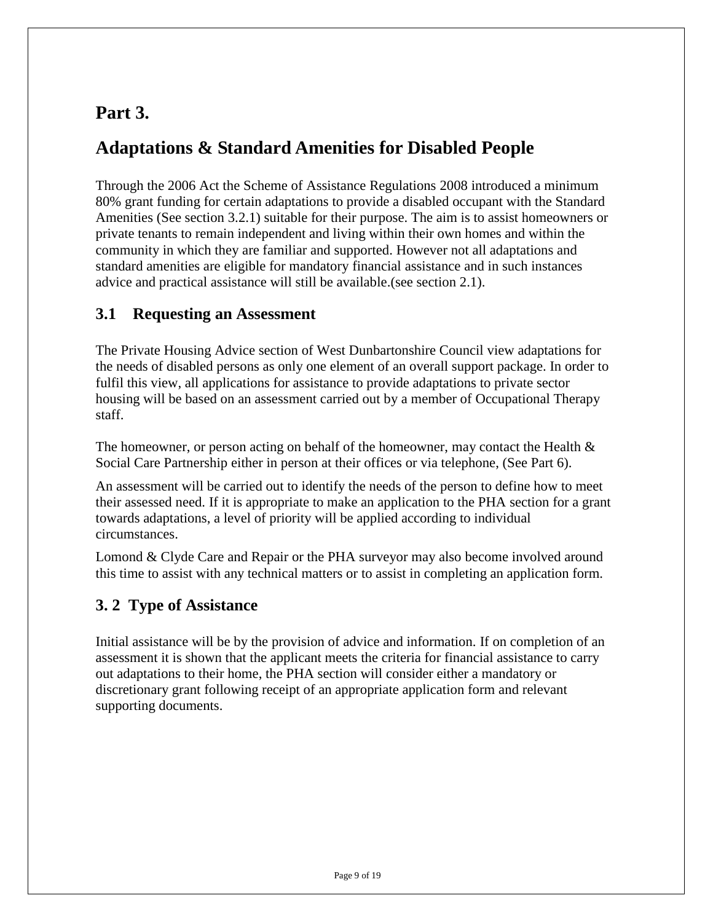# Part 3.

# Adaptations & Standard Amenities for Disabled People

Through the 2006 Act the Scheme of Assistance Regulations 2008 introduced a minimum 80% grant funding for certain adaptations to provide a disabled occupant with the Standard Amenities (See section 3.2.1) suitable for their purpose. The aim is to assist homeowners or private tenants to remain independent and living within their own homes and within the community in which they are familiar and supported. However not all adaptations and standard amenities are eligible for mandatory financial assistance and in such instances advice and practical assistance will still be available.(see section 2.1).

## 3.1 Requesting an Assessment

The Private Housing Advice section of West Dunbartonshire Council view adaptations for the needs of disabled persons as only one element of an overall support package. In order to fulfil this view, all applications for assistance to provide adaptations to private sector housing will be based on an assessment carried out by a member of Occupational Therapy staff.

The homeowner, or person acting on behalf of the homeowner, may contact the Health & Social Care Partnership either in person at their offices or via telephone, (See Part 6).

An assessment will be carried out to identify the needs of the person to define how to meet their assessed need. If it is appropriate to make an application to the PHA section for a grant towards adaptations, a level of priority will be applied according to individual circumstances.

Lomond & Clyde Care and Repair or the PHA surveyor may also become involved around this time to assist with any technical matters or to assist in completing an application form.

## 3. 2 Type of Assistance

Initial assistance will be by the provision of advice and information. If on completion of an assessment it is shown that the applicant meets the criteria for financial assistance to carry out adaptations to their home, the PHA section will consider either a mandatory or discretionary grant following receipt of an appropriate application form and relevant supporting documents.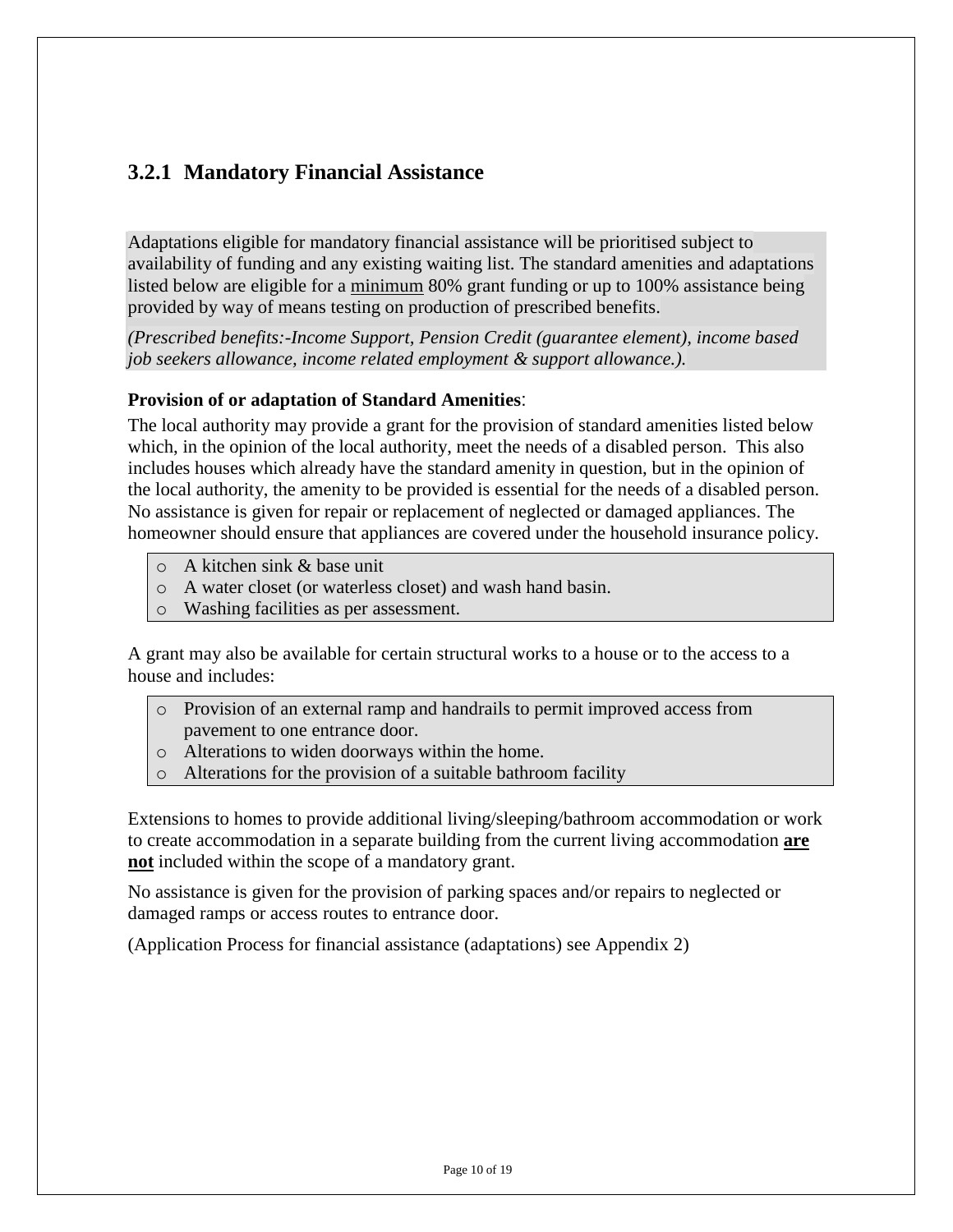### 3.2.1 Mandatory Financial Assistance

Adaptations eligible for mandatory financial assistance will be prioritised subject to availability of funding and any existing waiting list. The standard amenities and adaptations listed below are eligible for a minimum 80% grant funding or up to 100% assistance being provided by way of means testing on production of prescribed benefits.

*(Prescribed benefits:-Income Support, Pension Credit (guarantee element), income based job seekers allowance, income related employment & support allowance.).*

**Provision of or adaptation of Standard Amenities**:

The local authority may provide a grant for the provision of standard amenities listed below which, in the opinion of the local authority, meet the needs of a disabled person. This also includes houses which already have the standard amenity in question, but in the opinion of the local authority, the amenity to be provided is essential for the needs of a disabled person. No assistance is given for repair or replacement of neglected or damaged appliances. The homeowner should ensure that appliances are covered under the household insurance policy.

- A kitchen sink & base unit
- A water closet (or waterless closet) and wash hand basin.
- Washing facilities as per assessment.

A grant may also be available for certain structural works to a house or to the access to a house and includes:

- Provision of an external ramp and handrails to permit improved access from pavement to one entrance door.
- Alterations to widen doorways within the home.
- Alterations for the provision of a suitable bathroom facility

Extensions to homes to provide additional living/sleeping/bathroom accommodation or work to create accommodation in a separate building from the current living accommodation **are not** included within the scope of a mandatory grant.

No assistance is given for the provision of parking spaces and/or repairs to neglected or damaged ramps or access routes to entrance door.

(Application Process for financial assistance (adaptations) see Appendix 2)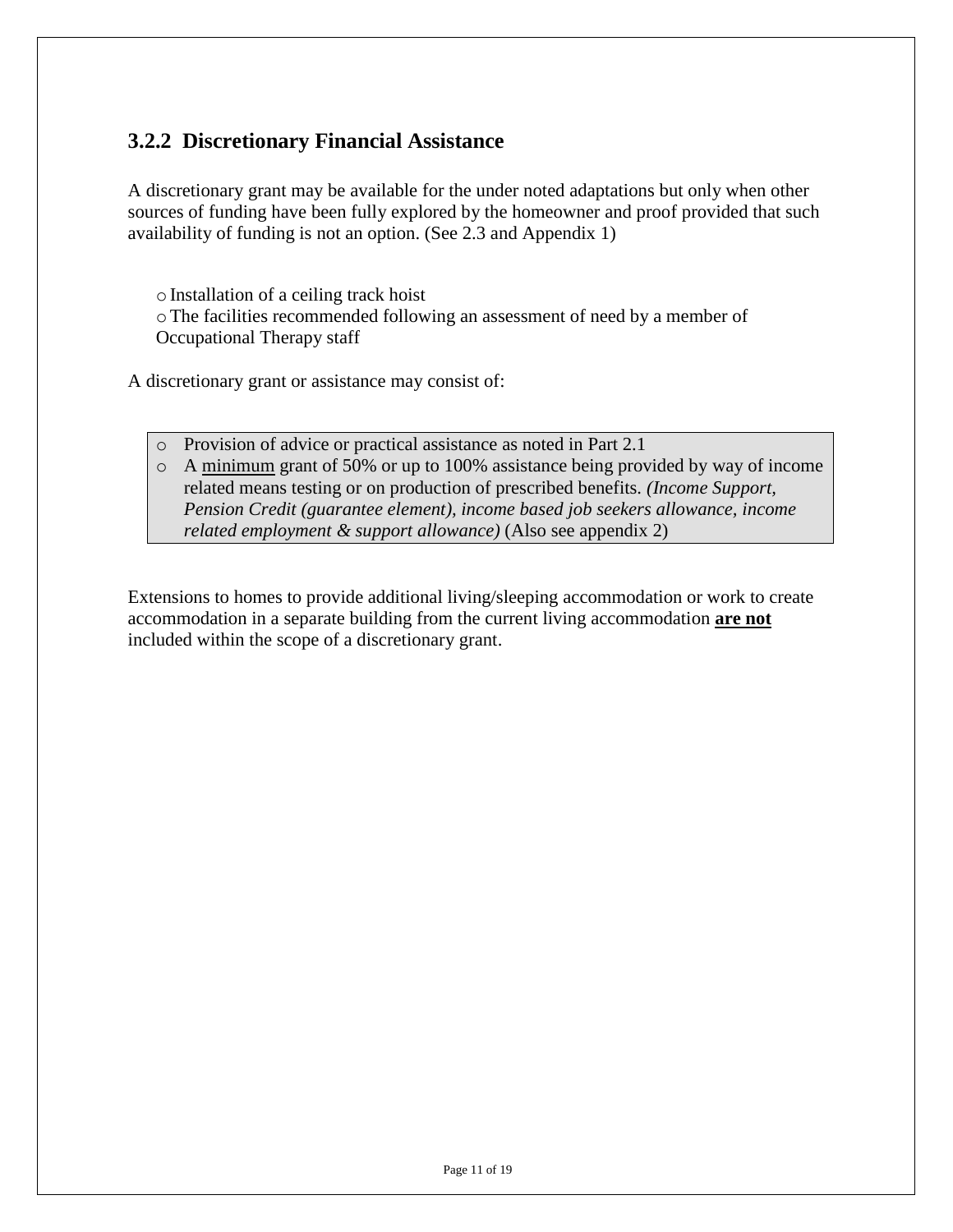### 3.2.2 Discretionary Financial Assistance

A discretionary grant may be available for the under noted adaptations but only when other sources of funding have been fully explored by the homeowner and proof provided that such availability of funding is not an option. (See 2.3 and Appendix 1)

- Installation of a ceiling track hoist
- The facilities recommended following an assessment of need by a member of Occupational Therapy staff

A discretionary grant or assistance may consist of:

- Provision of advice or practical assistance as noted in Part 2.1
- A <u>minimum</u> grant of 50% or up to 100% assistance being provided by way of income related means testing or on production of prescribed benefits. *(Income Support, Pension Credit (guarantee element), income based job seekers allowance, income related employment & support allowance)* (Also see appendix 2)

Extensions to homes to provide additional living/sleeping accommodation or work to create accommodation in a separate building from the current living accommodation **<u>are not</u>** included within the scope of a discretionary grant.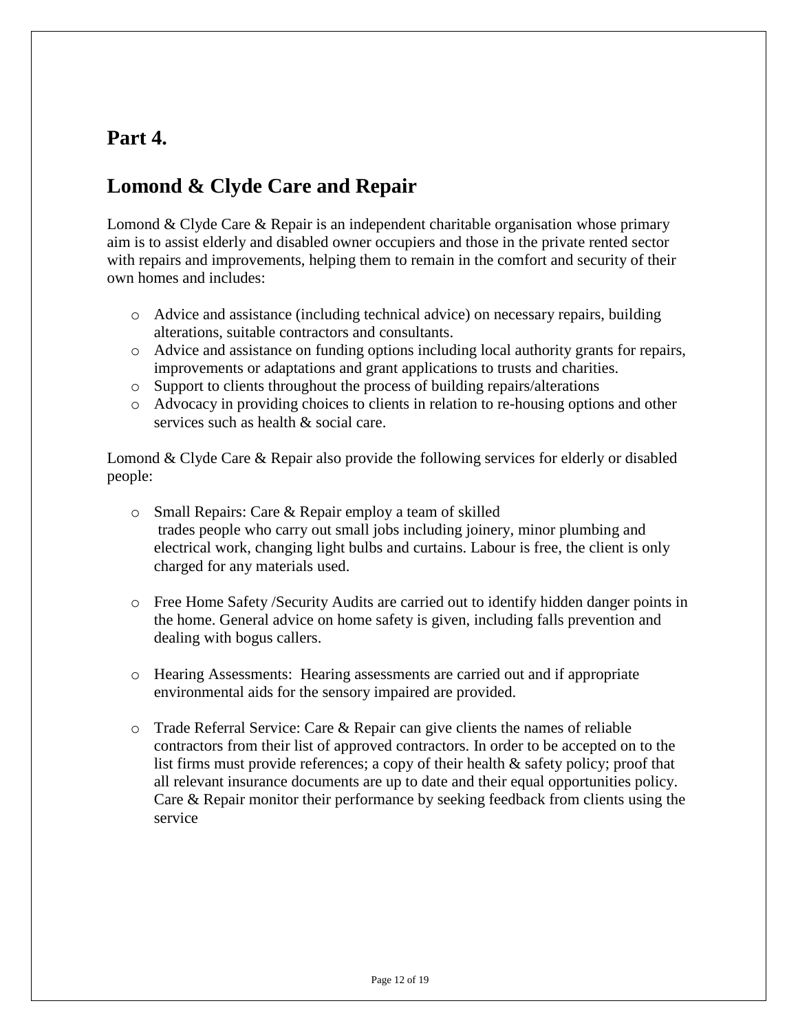## Part 4.

## Lomond & Clyde Care and Repair

Lomond & Clyde Care & Repair is an independent charitable organisation whose primary aim is to assist elderly and disabled owner occupiers and those in the private rented sector with repairs and improvements, helping them to remain in the comfort and security of their own homes and includes:

- Advice and assistance (including technical advice) on necessary repairs, building alterations, suitable contractors and consultants.
- Advice and assistance on funding options including local authority grants for repairs, improvements or adaptations and grant applications to trusts and charities.
- Support to clients throughout the process of building repairs/alterations
- Advocacy in providing choices to clients in relation to re-housing options and other services such as health & social care.

Lomond & Clyde Care & Repair also provide the following services for elderly or disabled people:

- Small Repairs: Care & Repair employ a team of skilled trades people who carry out small jobs including joinery, minor plumbing and electrical work, changing light bulbs and curtains. Labour is free, the client is only charged for any materials used.

- Free Home Safety /Security Audits are carried out to identify hidden danger points in the home. General advice on home safety is given, including falls prevention and dealing with bogus callers.

- Hearing Assessments: Hearing assessments are carried out and if appropriate environmental aids for the sensory impaired are provided.

- Trade Referral Service: Care & Repair can give clients the names of reliable contractors from their list of approved contractors. In order to be accepted on to the list firms must provide references; a copy of their health & safety policy; proof that all relevant insurance documents are up to date and their equal opportunities policy. Care & Repair monitor their performance by seeking feedback from clients using the service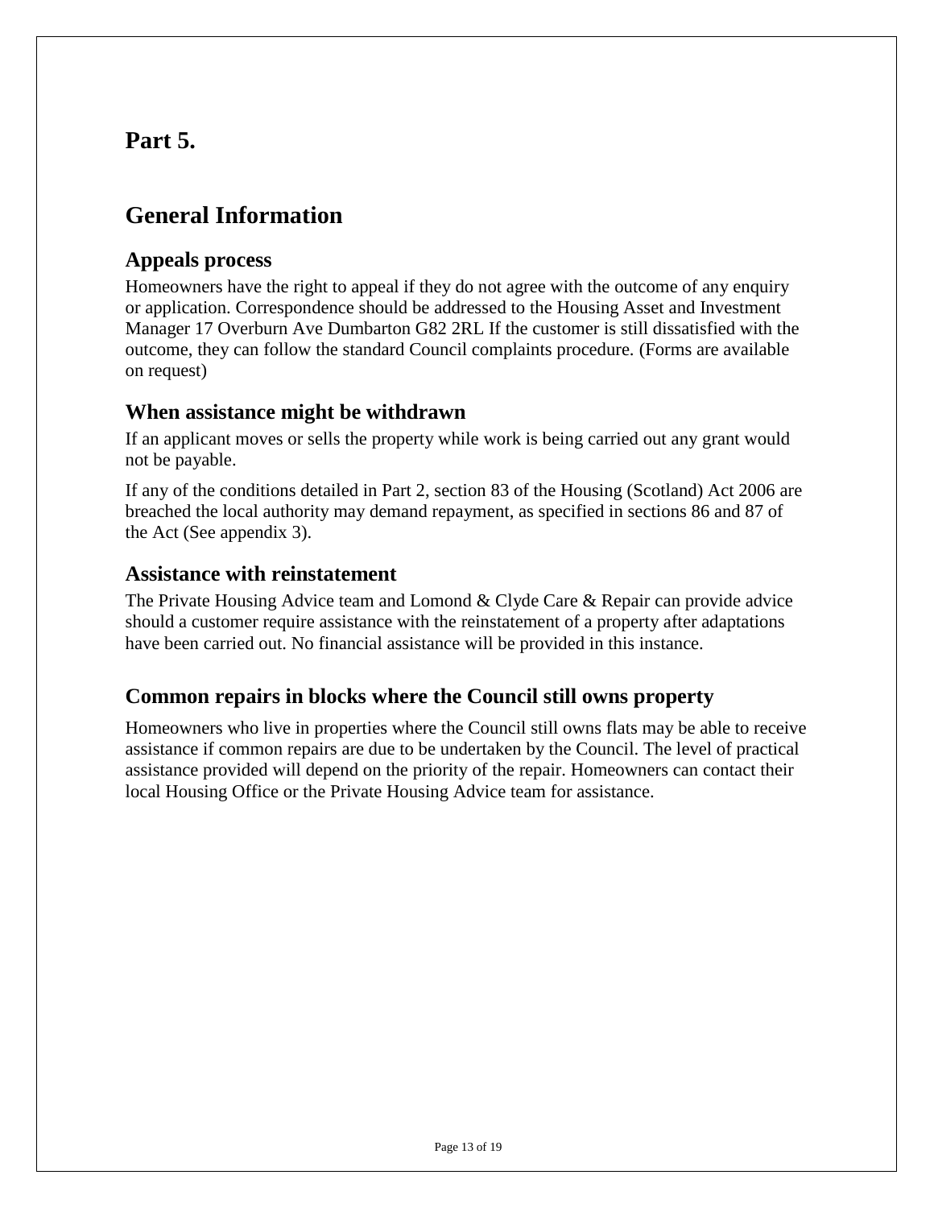# Part 5.

## General Information

### Appeals process

Homeowners have the right to appeal if they do not agree with the outcome of any enquiry or application. Correspondence should be addressed to the Housing Asset and Investment Manager 17 Overburn Ave Dumbarton G82 2RL If the customer is still dissatisfied with the outcome, they can follow the standard Council complaints procedure. (Forms are available on request)

### When assistance might be withdrawn

If an applicant moves or sells the property while work is being carried out any grant would not be payable.

If any of the conditions detailed in Part 2, section 83 of the Housing (Scotland) Act 2006 are breached the local authority may demand repayment, as specified in sections 86 and 87 of the Act (See appendix 3).

### Assistance with reinstatement

The Private Housing Advice team and Lomond & Clyde Care & Repair can provide advice should a customer require assistance with the reinstatement of a property after adaptations have been carried out. No financial assistance will be provided in this instance.

### Common repairs in blocks where the Council still owns property

Homeowners who live in properties where the Council still owns flats may be able to receive assistance if common repairs are due to be undertaken by the Council. The level of practical assistance provided will depend on the priority of the repair. Homeowners can contact their local Housing Office or the Private Housing Advice team for assistance.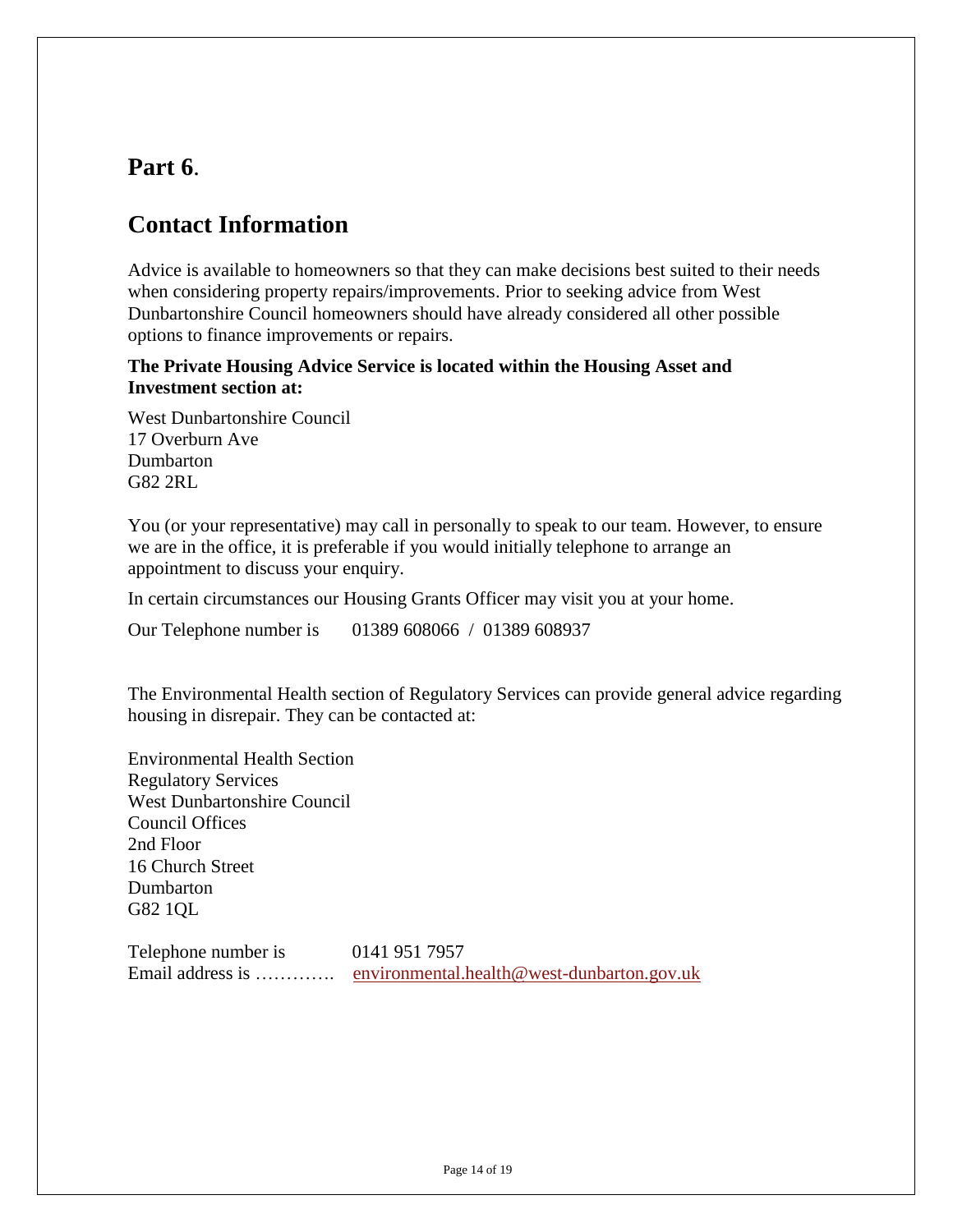## Part 6.

## Contact Information

Advice is available to homeowners so that they can make decisions best suited to their needs when considering property repairs/improvements. Prior to seeking advice from West Dunbartonshire Council homeowners should have already considered all other possible options to finance improvements or repairs.

**The Private Housing Advice Service is located within the Housing Asset and Investment section at:**

West Dunbartonshire Council
17 Overburn Ave
Dumbarton
G82 2RL

You (or your representative) may call in personally to speak to our team. However, to ensure we are in the office, it is preferable if you would initially telephone to arrange an appointment to discuss your enquiry.

In certain circumstances our Housing Grants Officer may visit you at your home.

Our Telephone number is     01389 608066 / 01389 608937

The Environmental Health section of Regulatory Services can provide general advice regarding housing in disrepair. They can be contacted at:

Environmental Health Section
Regulatory Services
West Dunbartonshire Council
Council Offices
2nd Floor
16 Church Street
Dumbarton
G82 1QL

Telephone number is     0141 951 7957
Email address is ………….  environmental.health@west-dunbarton.gov.uk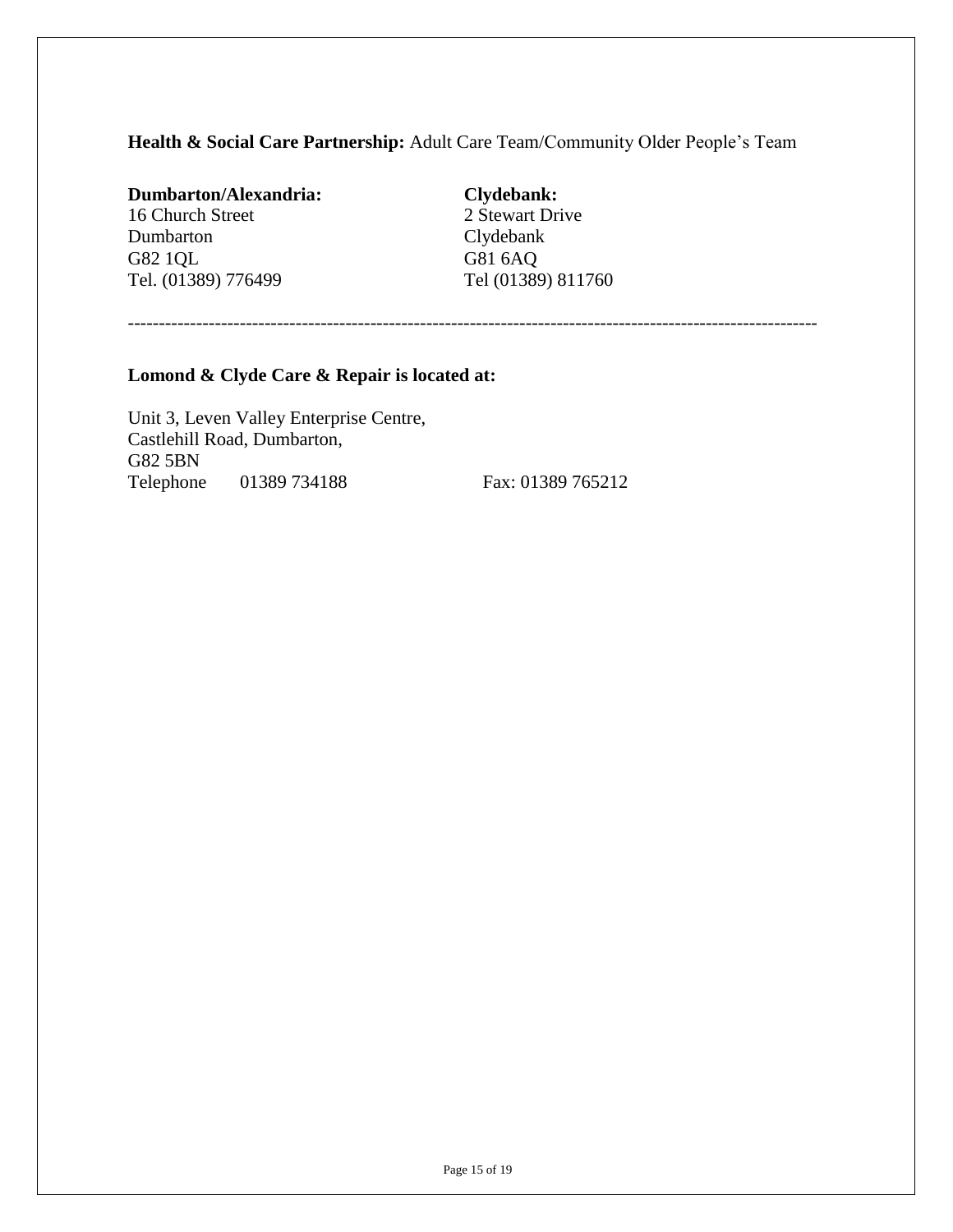**Health & Social Care Partnership:** Adult Care Team/Community Older People's Team

**Dumbarton/Alexandria:**
16 Church Street
Dumbarton
G82 1QL
Tel. (01389) 776499

**Clydebank:**
2 Stewart Drive
Clydebank
G81 6AQ
Tel (01389) 811760

---

**Lomond & Clyde Care & Repair is located at:**

Unit 3, Leven Valley Enterprise Centre,
Castlehill Road, Dumbarton,
G82 5BN
Telephone 01389 734188 Fax: 01389 765212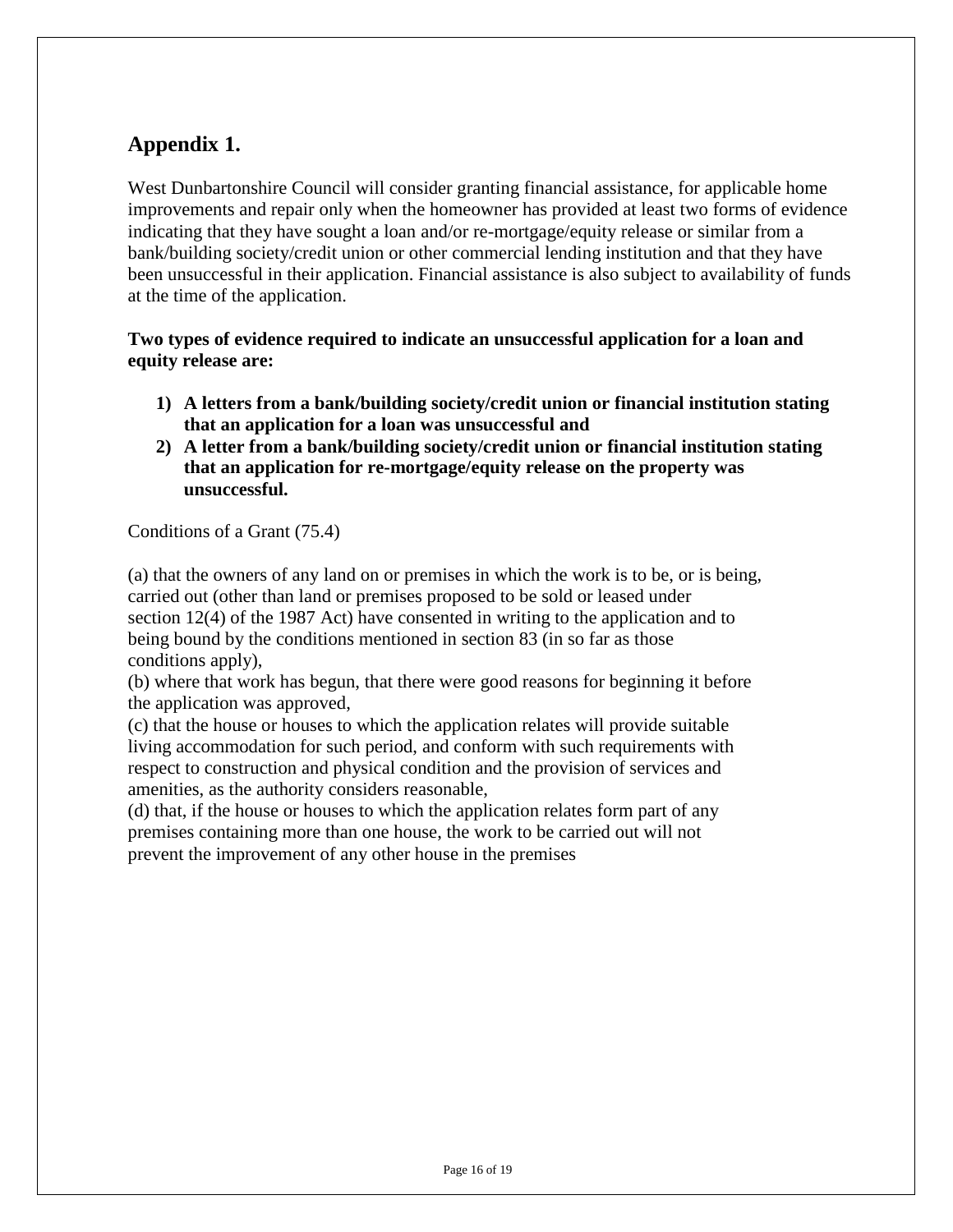## Appendix 1.

West Dunbartonshire Council will consider granting financial assistance, for applicable home improvements and repair only when the homeowner has provided at least two forms of evidence indicating that they have sought a loan and/or re-mortgage/equity release or similar from a bank/building society/credit union or other commercial lending institution and that they have been unsuccessful in their application. Financial assistance is also subject to availability of funds at the time of the application.

**Two types of evidence required to indicate an unsuccessful application for a loan and equity release are:**

1) **A letters from a bank/building society/credit union or financial institution stating that an application for a loan was unsuccessful and**
2) **A letter from a bank/building society/credit union or financial institution stating that an application for re-mortgage/equity release on the property was unsuccessful.**

Conditions of a Grant (75.4)

(a) that the owners of any land on or premises in which the work is to be, or is being, carried out (other than land or premises proposed to be sold or leased under section 12(4) of the 1987 Act) have consented in writing to the application and to being bound by the conditions mentioned in section 83 (in so far as those conditions apply),
(b) where that work has begun, that there were good reasons for beginning it before the application was approved,
(c) that the house or houses to which the application relates will provide suitable living accommodation for such period, and conform with such requirements with respect to construction and physical condition and the provision of services and amenities, as the authority considers reasonable,
(d) that, if the house or houses to which the application relates form part of any premises containing more than one house, the work to be carried out will not prevent the improvement of any other house in the premises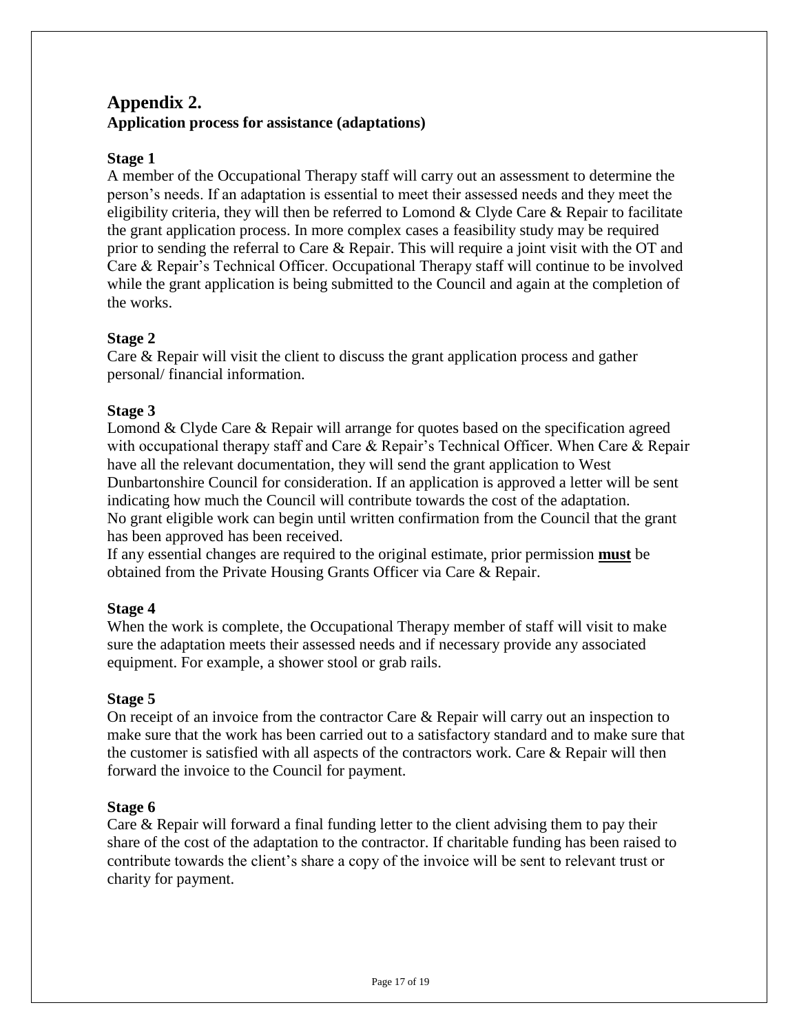## Appendix 2.

### Application process for assistance (adaptations)

**Stage 1**

A member of the Occupational Therapy staff will carry out an assessment to determine the person's needs. If an adaptation is essential to meet their assessed needs and they meet the eligibility criteria, they will then be referred to Lomond & Clyde Care & Repair to facilitate the grant application process. In more complex cases a feasibility study may be required prior to sending the referral to Care & Repair. This will require a joint visit with the OT and Care & Repair's Technical Officer. Occupational Therapy staff will continue to be involved while the grant application is being submitted to the Council and again at the completion of the works.

**Stage 2**

Care & Repair will visit the client to discuss the grant application process and gather personal/ financial information.

**Stage 3**

Lomond & Clyde Care & Repair will arrange for quotes based on the specification agreed with occupational therapy staff and Care & Repair's Technical Officer. When Care & Repair have all the relevant documentation, they will send the grant application to West Dunbartonshire Council for consideration. If an application is approved a letter will be sent indicating how much the Council will contribute towards the cost of the adaptation.
No grant eligible work can begin until written confirmation from the Council that the grant has been approved has been received.
If any essential changes are required to the original estimate, prior permission **must** be obtained from the Private Housing Grants Officer via Care & Repair.

**Stage 4**

When the work is complete, the Occupational Therapy member of staff will visit to make sure the adaptation meets their assessed needs and if necessary provide any associated equipment. For example, a shower stool or grab rails.

**Stage 5**

On receipt of an invoice from the contractor Care & Repair will carry out an inspection to make sure that the work has been carried out to a satisfactory standard and to make sure that the customer is satisfied with all aspects of the contractors work. Care & Repair will then forward the invoice to the Council for payment.

**Stage 6**

Care & Repair will forward a final funding letter to the client advising them to pay their share of the cost of the adaptation to the contractor. If charitable funding has been raised to contribute towards the client's share a copy of the invoice will be sent to relevant trust or charity for payment.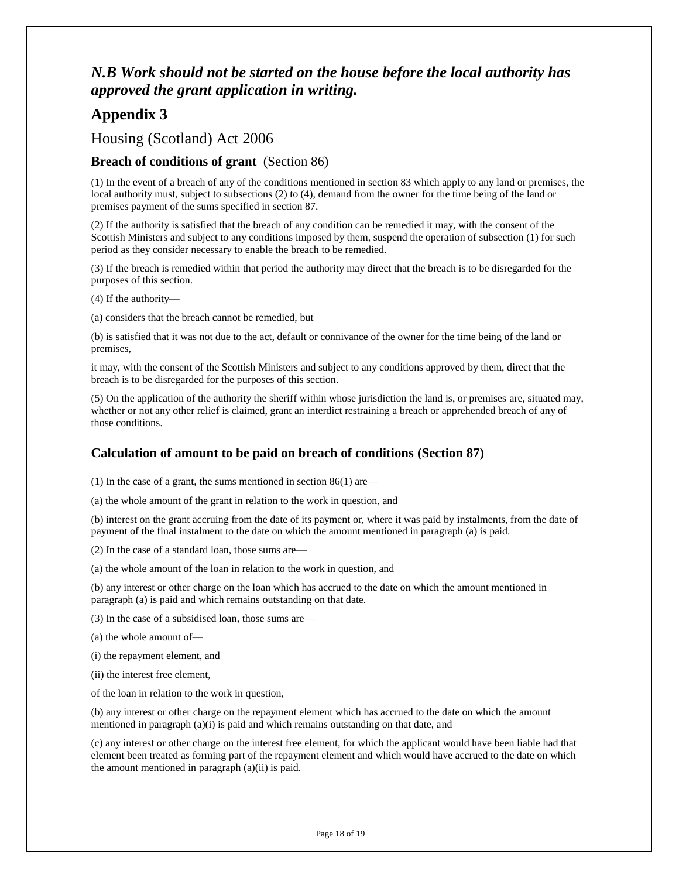***N.B Work should not be started on the house before the local authority has approved the grant application in writing.***

# Appendix 3

## Housing (Scotland) Act 2006

### Breach of conditions of grant (Section 86)

(1) In the event of a breach of any of the conditions mentioned in section 83 which apply to any land or premises, the local authority must, subject to subsections (2) to (4), demand from the owner for the time being of the land or premises payment of the sums specified in section 87.

(2) If the authority is satisfied that the breach of any condition can be remedied it may, with the consent of the Scottish Ministers and subject to any conditions imposed by them, suspend the operation of subsection (1) for such period as they consider necessary to enable the breach to be remedied.

(3) If the breach is remedied within that period the authority may direct that the breach is to be disregarded for the purposes of this section.

(4) If the authority—

(a) considers that the breach cannot be remedied, but

(b) is satisfied that it was not due to the act, default or connivance of the owner for the time being of the land or premises,

it may, with the consent of the Scottish Ministers and subject to any conditions approved by them, direct that the breach is to be disregarded for the purposes of this section.

(5) On the application of the authority the sheriff within whose jurisdiction the land is, or premises are, situated may, whether or not any other relief is claimed, grant an interdict restraining a breach or apprehended breach of any of those conditions.

### Calculation of amount to be paid on breach of conditions (Section 87)

(1) In the case of a grant, the sums mentioned in section 86(1) are—

(a) the whole amount of the grant in relation to the work in question, and

(b) interest on the grant accruing from the date of its payment or, where it was paid by instalments, from the date of payment of the final instalment to the date on which the amount mentioned in paragraph (a) is paid.

(2) In the case of a standard loan, those sums are—

(a) the whole amount of the loan in relation to the work in question, and

(b) any interest or other charge on the loan which has accrued to the date on which the amount mentioned in paragraph (a) is paid and which remains outstanding on that date.

(3) In the case of a subsidised loan, those sums are—

(a) the whole amount of—

(i) the repayment element, and

(ii) the interest free element,

of the loan in relation to the work in question,

(b) any interest or other charge on the repayment element which has accrued to the date on which the amount mentioned in paragraph (a)(i) is paid and which remains outstanding on that date, and

(c) any interest or other charge on the interest free element, for which the applicant would have been liable had that element been treated as forming part of the repayment element and which would have accrued to the date on which the amount mentioned in paragraph (a)(ii) is paid.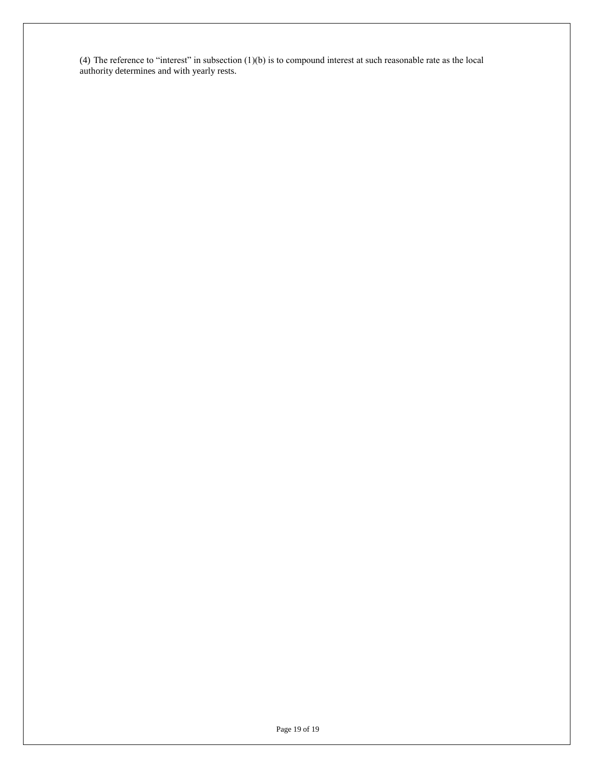(4) The reference to “interest” in subsection (1)(b) is to compound interest at such reasonable rate as the local authority determines and with yearly rests.